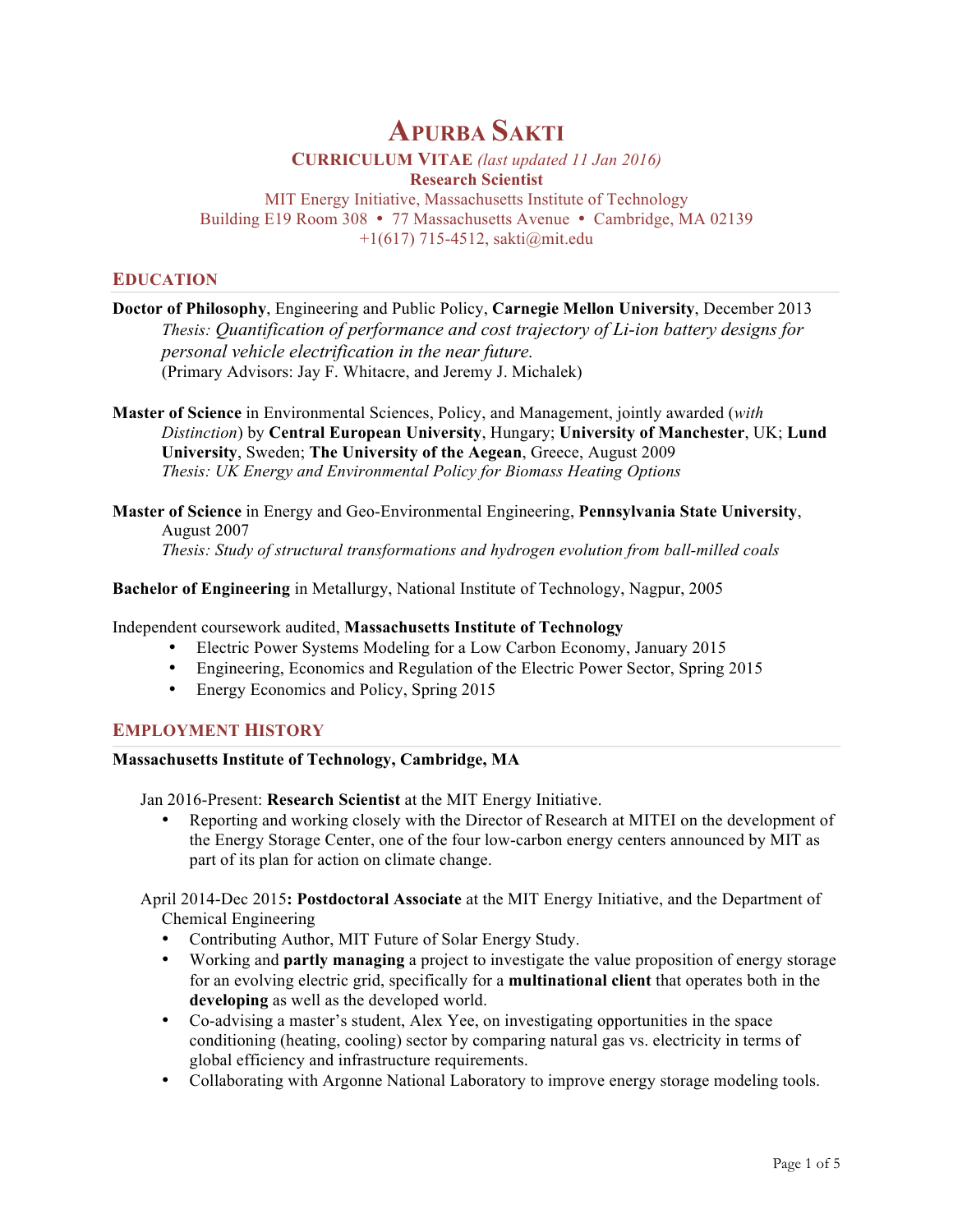# APURBA SAKTI

**CURRICULUM VITAE** *(last updated 11 Jan 2016)*

**Research Scientist**

MIT Energy Initiative, Massachusetts Institute of Technology

Building E19 Room 308 • 77 Massachusetts Avenue • Cambridge, MA 02139

+1(617) 715-4512, sakti@mit.edu

## EDUCATION

**Doctor of Philosophy**, Engineering and Public Policy, **Carnegie Mellon University**, December 2013

*Thesis: Quantification of performance and cost trajectory of Li-ion battery designs for personal vehicle electrification in the near future.*
(Primary Advisors: Jay F. Whitacre, and Jeremy J. Michalek)

**Master of Science** in Environmental Sciences, Policy, and Management, jointly awarded (*with Distinction*) by **Central European University**, Hungary; **University of Manchester**, UK; **Lund University**, Sweden; **The University of the Aegean**, Greece, August 2009

*Thesis: UK Energy and Environmental Policy for Biomass Heating Options*

**Master of Science** in Energy and Geo-Environmental Engineering, **Pennsylvania State University**, August 2007

*Thesis: Study of structural transformations and hydrogen evolution from ball-milled coals*

**Bachelor of Engineering** in Metallurgy, National Institute of Technology, Nagpur, 2005

Independent coursework audited, **Massachusetts Institute of Technology**

- Electric Power Systems Modeling for a Low Carbon Economy, January 2015
- Engineering, Economics and Regulation of the Electric Power Sector, Spring 2015
- Energy Economics and Policy, Spring 2015

## EMPLOYMENT HISTORY

**Massachusetts Institute of Technology, Cambridge, MA**

Jan 2016-Present: **Research Scientist** at the MIT Energy Initiative.

- Reporting and working closely with the Director of Research at MITEI on the development of the Energy Storage Center, one of the four low-carbon energy centers announced by MIT as part of its plan for action on climate change.

April 2014-Dec 2015**: Postdoctoral Associate** at the MIT Energy Initiative, and the Department of Chemical Engineering

- Contributing Author, MIT Future of Solar Energy Study.
- Working and **partly managing** a project to investigate the value proposition of energy storage for an evolving electric grid, specifically for a **multinational client** that operates both in the **developing** as well as the developed world.
- Co-advising a master's student, Alex Yee, on investigating opportunities in the space conditioning (heating, cooling) sector by comparing natural gas vs. electricity in terms of global efficiency and infrastructure requirements.
- Collaborating with Argonne National Laboratory to improve energy storage modeling tools.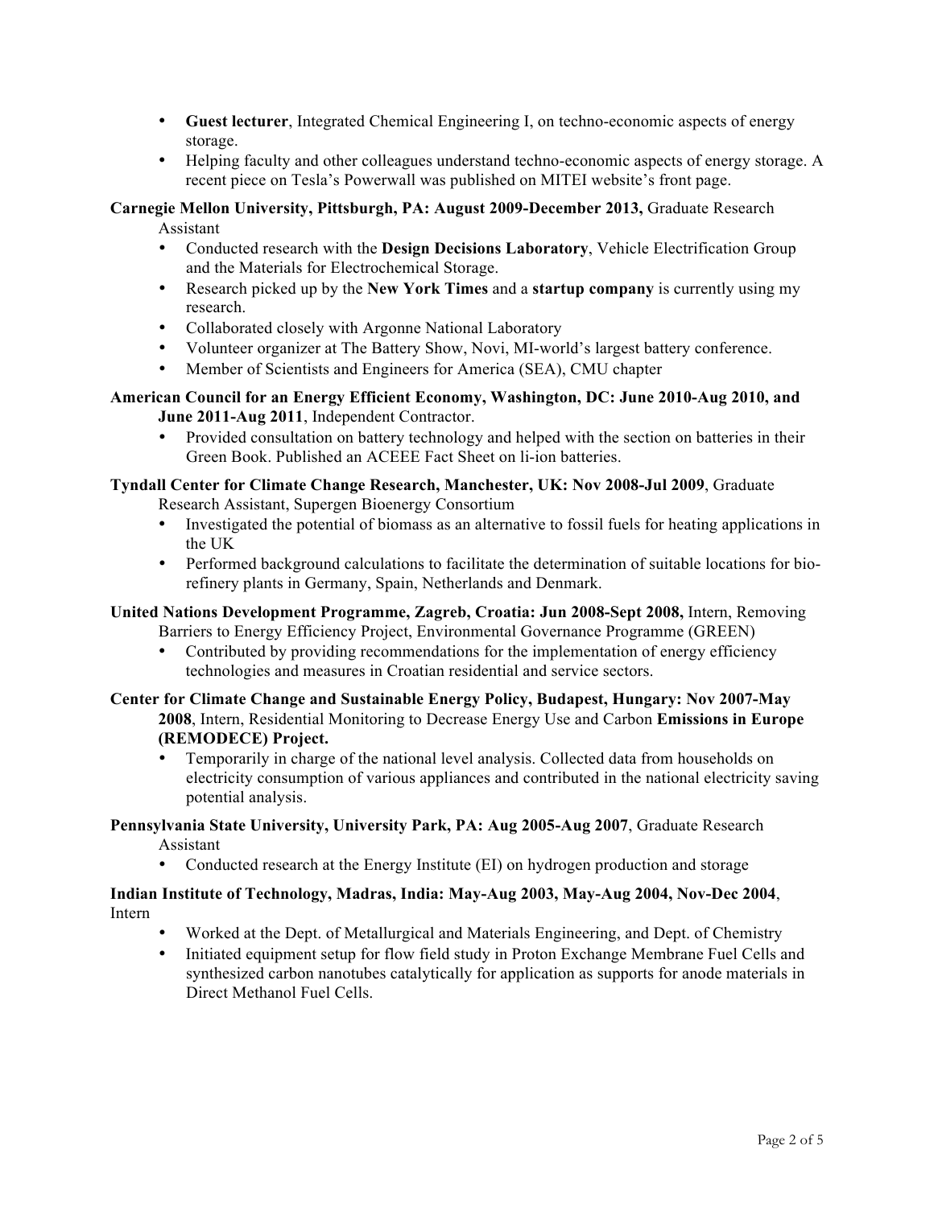- **Guest lecturer**, Integrated Chemical Engineering I, on techno-economic aspects of energy storage.
- Helping faculty and other colleagues understand techno-economic aspects of energy storage. A recent piece on Tesla's Powerwall was published on MITEI website's front page.

**Carnegie Mellon University, Pittsburgh, PA: August 2009-December 2013,** Graduate Research Assistant

- Conducted research with the **Design Decisions Laboratory**, Vehicle Electrification Group and the Materials for Electrochemical Storage.
- Research picked up by the **New York Times** and a **startup company** is currently using my research.
- Collaborated closely with Argonne National Laboratory
- Volunteer organizer at The Battery Show, Novi, MI-world's largest battery conference.
- Member of Scientists and Engineers for America (SEA), CMU chapter

**American Council for an Energy Efficient Economy, Washington, DC: June 2010-Aug 2010, and June 2011-Aug 2011**, Independent Contractor.

- Provided consultation on battery technology and helped with the section on batteries in their Green Book. Published an ACEEE Fact Sheet on li-ion batteries.

**Tyndall Center for Climate Change Research, Manchester, UK: Nov 2008-Jul 2009**, Graduate Research Assistant, Supergen Bioenergy Consortium

- Investigated the potential of biomass as an alternative to fossil fuels for heating applications in the UK
- Performed background calculations to facilitate the determination of suitable locations for bio-refinery plants in Germany, Spain, Netherlands and Denmark.

**United Nations Development Programme, Zagreb, Croatia: Jun 2008-Sept 2008,** Intern, Removing Barriers to Energy Efficiency Project, Environmental Governance Programme (GREEN)

- Contributed by providing recommendations for the implementation of energy efficiency technologies and measures in Croatian residential and service sectors.

**Center for Climate Change and Sustainable Energy Policy, Budapest, Hungary: Nov 2007-May 2008**, Intern, Residential Monitoring to Decrease Energy Use and Carbon **Emissions in Europe (REMODECE) Project.**

- Temporarily in charge of the national level analysis. Collected data from households on electricity consumption of various appliances and contributed in the national electricity saving potential analysis.

**Pennsylvania State University, University Park, PA: Aug 2005-Aug 2007**, Graduate Research Assistant

- Conducted research at the Energy Institute (EI) on hydrogen production and storage

**Indian Institute of Technology, Madras, India: May-Aug 2003, May-Aug 2004, Nov-Dec 2004**, Intern

- Worked at the Dept. of Metallurgical and Materials Engineering, and Dept. of Chemistry
- Initiated equipment setup for flow field study in Proton Exchange Membrane Fuel Cells and synthesized carbon nanotubes catalytically for application as supports for anode materials in Direct Methanol Fuel Cells.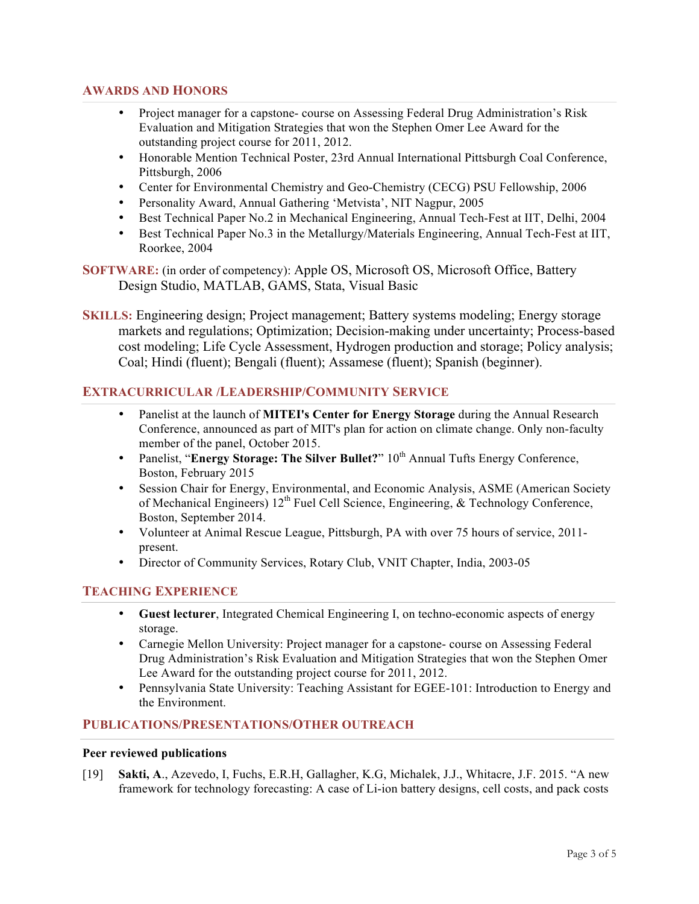## AWARDS AND HONORS

- Project manager for a capstone- course on Assessing Federal Drug Administration's Risk Evaluation and Mitigation Strategies that won the Stephen Omer Lee Award for the outstanding project course for 2011, 2012.
- Honorable Mention Technical Poster, 23rd Annual International Pittsburgh Coal Conference, Pittsburgh, 2006
- Center for Environmental Chemistry and Geo-Chemistry (CECG) PSU Fellowship, 2006
- Personality Award, Annual Gathering 'Metvista', NIT Nagpur, 2005
- Best Technical Paper No.2 in Mechanical Engineering, Annual Tech-Fest at IIT, Delhi, 2004
- Best Technical Paper No.3 in the Metallurgy/Materials Engineering, Annual Tech-Fest at IIT, Roorkee, 2004

**SOFTWARE:** (in order of competency): Apple OS, Microsoft OS, Microsoft Office, Battery Design Studio, MATLAB, GAMS, Stata, Visual Basic

**SKILLS:** Engineering design; Project management; Battery systems modeling; Energy storage markets and regulations; Optimization; Decision-making under uncertainty; Process-based cost modeling; Life Cycle Assessment, Hydrogen production and storage; Policy analysis; Coal; Hindi (fluent); Bengali (fluent); Assamese (fluent); Spanish (beginner).

## EXTRACURRICULAR /LEADERSHIP/COMMUNITY SERVICE

- Panelist at the launch of **MITEI's Center for Energy Storage** during the Annual Research Conference, announced as part of MIT's plan for action on climate change. Only non-faculty member of the panel, October 2015.
- Panelist, "**Energy Storage: The Silver Bullet?**" 10th Annual Tufts Energy Conference, Boston, February 2015
- Session Chair for Energy, Environmental, and Economic Analysis, ASME (American Society of Mechanical Engineers) 12th Fuel Cell Science, Engineering, & Technology Conference, Boston, September 2014.
- Volunteer at Animal Rescue League, Pittsburgh, PA with over 75 hours of service, 2011-present.
- Director of Community Services, Rotary Club, VNIT Chapter, India, 2003-05

## TEACHING EXPERIENCE

- **Guest lecturer**, Integrated Chemical Engineering I, on techno-economic aspects of energy storage.
- Carnegie Mellon University: Project manager for a capstone- course on Assessing Federal Drug Administration's Risk Evaluation and Mitigation Strategies that won the Stephen Omer Lee Award for the outstanding project course for 2011, 2012.
- Pennsylvania State University: Teaching Assistant for EGEE-101: Introduction to Energy and the Environment.

## PUBLICATIONS/PRESENTATIONS/OTHER OUTREACH

**Peer reviewed publications**

[19] **Sakti, A**., Azevedo, I, Fuchs, E.R.H, Gallagher, K.G, Michalek, J.J., Whitacre, J.F. 2015. "A new framework for technology forecasting: A case of Li-ion battery designs, cell costs, and pack costs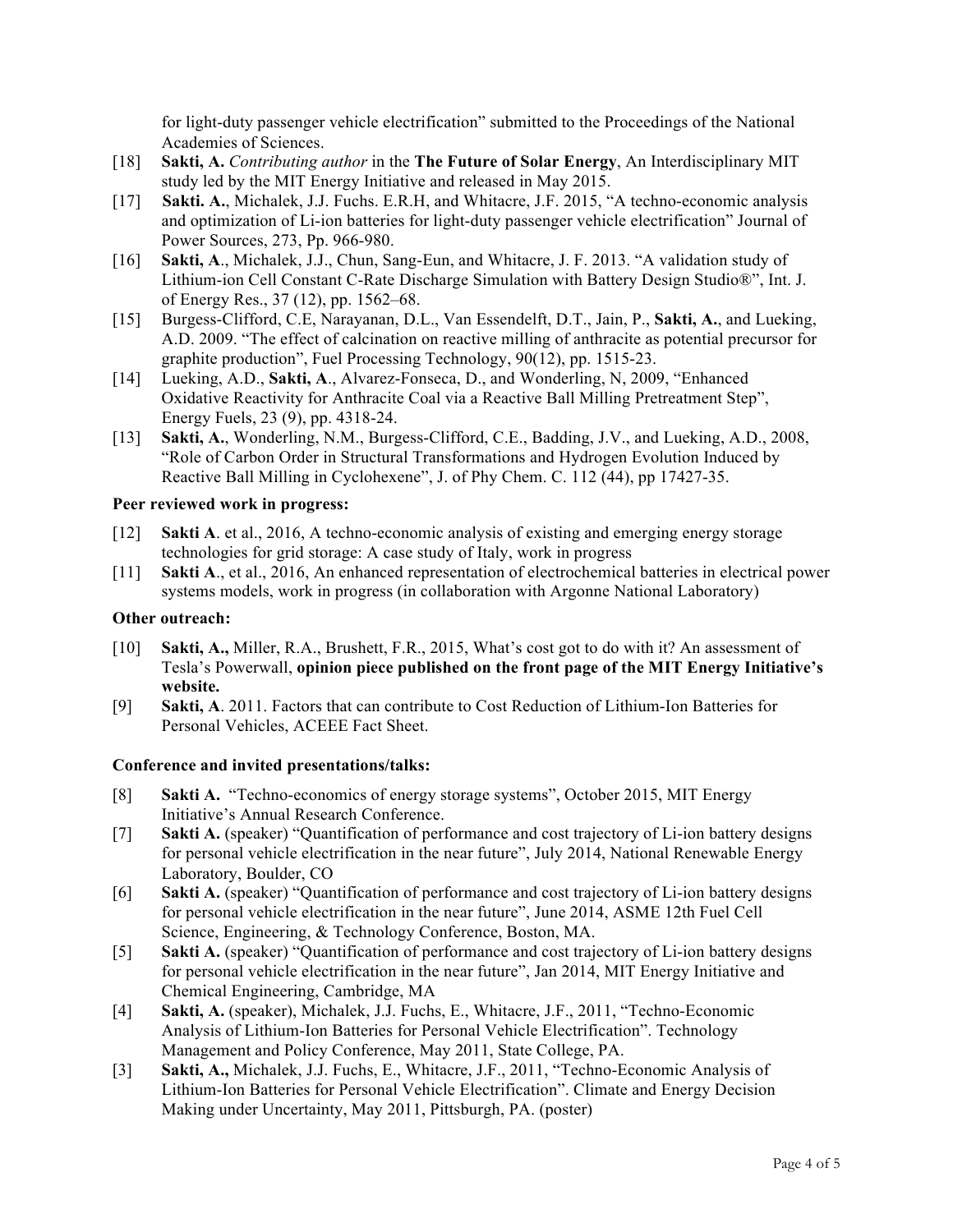for light-duty passenger vehicle electrification" submitted to the Proceedings of the National Academies of Sciences.

[18] **Sakti, A.** *Contributing author* in the **The Future of Solar Energy**, An Interdisciplinary MIT study led by the MIT Energy Initiative and released in May 2015.

[17] **Sakti. A.**, Michalek, J.J. Fuchs. E.R.H, and Whitacre, J.F. 2015, "A techno-economic analysis and optimization of Li-ion batteries for light-duty passenger vehicle electrification" Journal of Power Sources, 273, Pp. 966-980.

[16] **Sakti, A**., Michalek, J.J., Chun, Sang-Eun, and Whitacre, J. F. 2013. "A validation study of Lithium-ion Cell Constant C-Rate Discharge Simulation with Battery Design Studio®", Int. J. of Energy Res., 37 (12), pp. 1562–68.

[15] Burgess-Clifford, C.E, Narayanan, D.L., Van Essendelft, D.T., Jain, P., **Sakti, A.**, and Lueking, A.D. 2009. "The effect of calcination on reactive milling of anthracite as potential precursor for graphite production", Fuel Processing Technology, 90(12), pp. 1515-23.

[14] Lueking, A.D., **Sakti, A**., Alvarez-Fonseca, D., and Wonderling, N, 2009, "Enhanced Oxidative Reactivity for Anthracite Coal via a Reactive Ball Milling Pretreatment Step", Energy Fuels, 23 (9), pp. 4318-24.

[13] **Sakti, A.**, Wonderling, N.M., Burgess-Clifford, C.E., Badding, J.V., and Lueking, A.D., 2008, "Role of Carbon Order in Structural Transformations and Hydrogen Evolution Induced by Reactive Ball Milling in Cyclohexene", J. of Phy Chem. C. 112 (44), pp 17427-35.

**Peer reviewed work in progress:**

[12] **Sakti A**. et al., 2016, A techno-economic analysis of existing and emerging energy storage technologies for grid storage: A case study of Italy, work in progress

[11] **Sakti A**., et al., 2016, An enhanced representation of electrochemical batteries in electrical power systems models, work in progress (in collaboration with Argonne National Laboratory)

**Other outreach:**

[10] **Sakti, A.,** Miller, R.A., Brushett, F.R., 2015, What's cost got to do with it? An assessment of Tesla's Powerwall, **opinion piece published on the front page of the MIT Energy Initiative's website.**

[9] **Sakti, A**. 2011. Factors that can contribute to Cost Reduction of Lithium-Ion Batteries for Personal Vehicles, ACEEE Fact Sheet.

**Conference and invited presentations/talks:**

[8] **Sakti A.** "Techno-economics of energy storage systems", October 2015, MIT Energy Initiative's Annual Research Conference.

[7] **Sakti A.** (speaker) "Quantification of performance and cost trajectory of Li-ion battery designs for personal vehicle electrification in the near future", July 2014, National Renewable Energy Laboratory, Boulder, CO

[6] **Sakti A.** (speaker) "Quantification of performance and cost trajectory of Li-ion battery designs for personal vehicle electrification in the near future", June 2014, ASME 12th Fuel Cell Science, Engineering, & Technology Conference, Boston, MA.

[5] **Sakti A.** (speaker) "Quantification of performance and cost trajectory of Li-ion battery designs for personal vehicle electrification in the near future", Jan 2014, MIT Energy Initiative and Chemical Engineering, Cambridge, MA

[4] **Sakti, A.** (speaker), Michalek, J.J. Fuchs, E., Whitacre, J.F., 2011, "Techno-Economic Analysis of Lithium-Ion Batteries for Personal Vehicle Electrification". Technology Management and Policy Conference, May 2011, State College, PA.

[3] **Sakti, A.,** Michalek, J.J. Fuchs, E., Whitacre, J.F., 2011, "Techno-Economic Analysis of Lithium-Ion Batteries for Personal Vehicle Electrification". Climate and Energy Decision Making under Uncertainty, May 2011, Pittsburgh, PA. (poster)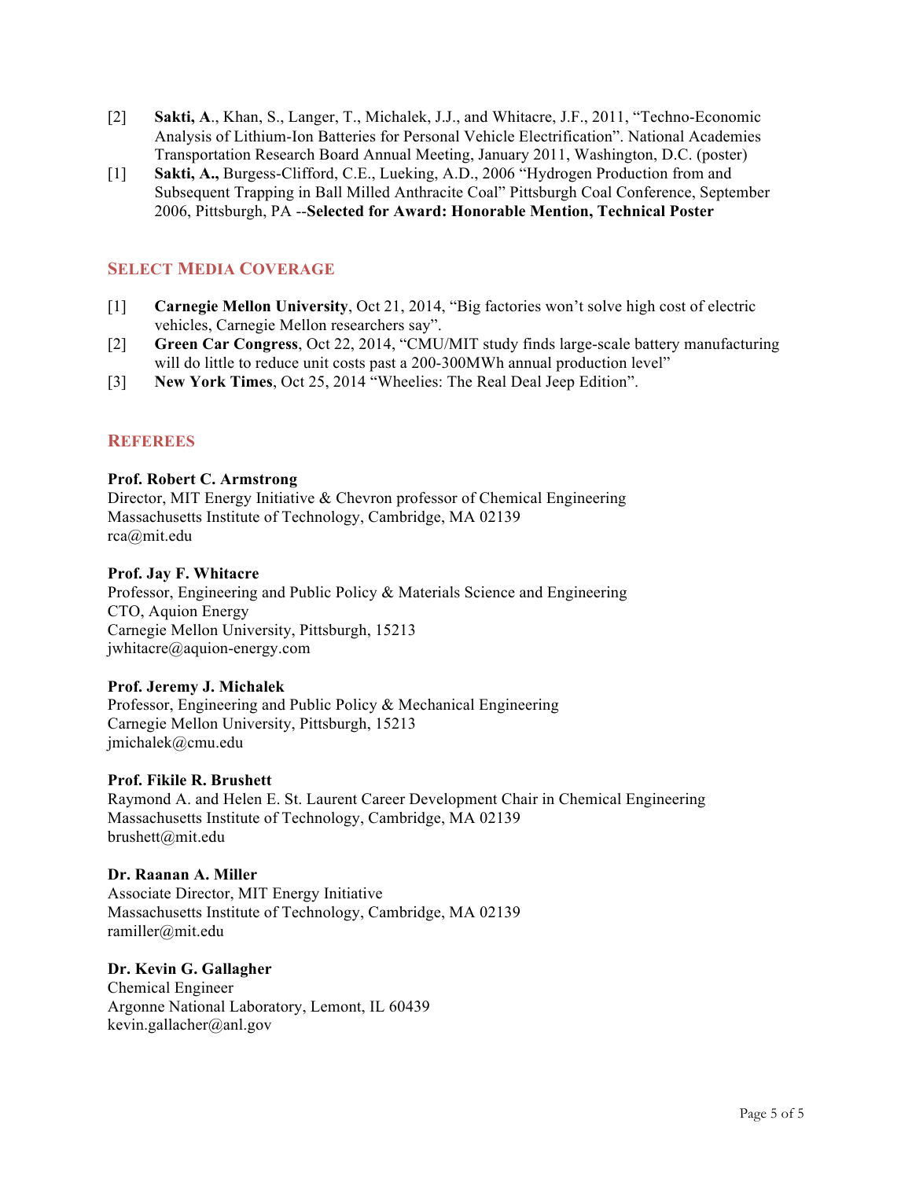[2] **Sakti, A**., Khan, S., Langer, T., Michalek, J.J., and Whitacre, J.F., 2011, "Techno-Economic Analysis of Lithium-Ion Batteries for Personal Vehicle Electrification". National Academies Transportation Research Board Annual Meeting, January 2011, Washington, D.C. (poster)

[1] **Sakti, A.,** Burgess-Clifford, C.E., Lueking, A.D., 2006 "Hydrogen Production from and Subsequent Trapping in Ball Milled Anthracite Coal" Pittsburgh Coal Conference, September 2006, Pittsburgh, PA --**Selected for Award: Honorable Mention, Technical Poster**

## SELECT MEDIA COVERAGE

[1] **Carnegie Mellon University**, Oct 21, 2014, "Big factories won't solve high cost of electric vehicles, Carnegie Mellon researchers say".

[2] **Green Car Congress**, Oct 22, 2014, "CMU/MIT study finds large-scale battery manufacturing will do little to reduce unit costs past a 200-300MWh annual production level"

[3] **New York Times**, Oct 25, 2014 "Wheelies: The Real Deal Jeep Edition".

## REFEREES

**Prof. Robert C. Armstrong**
Director, MIT Energy Initiative & Chevron professor of Chemical Engineering
Massachusetts Institute of Technology, Cambridge, MA 02139
rca@mit.edu

**Prof. Jay F. Whitacre**
Professor, Engineering and Public Policy & Materials Science and Engineering
CTO, Aquion Energy
Carnegie Mellon University, Pittsburgh, 15213
jwhitacre@aquion-energy.com

**Prof. Jeremy J. Michalek**
Professor, Engineering and Public Policy & Mechanical Engineering
Carnegie Mellon University, Pittsburgh, 15213
jmichalek@cmu.edu

**Prof. Fikile R. Brushett**
Raymond A. and Helen E. St. Laurent Career Development Chair in Chemical Engineering
Massachusetts Institute of Technology, Cambridge, MA 02139
brushett@mit.edu

**Dr. Raanan A. Miller**
Associate Director, MIT Energy Initiative
Massachusetts Institute of Technology, Cambridge, MA 02139
ramiller@mit.edu

**Dr. Kevin G. Gallagher**
Chemical Engineer
Argonne National Laboratory, Lemont, IL 60439
kevin.gallacher@anl.gov